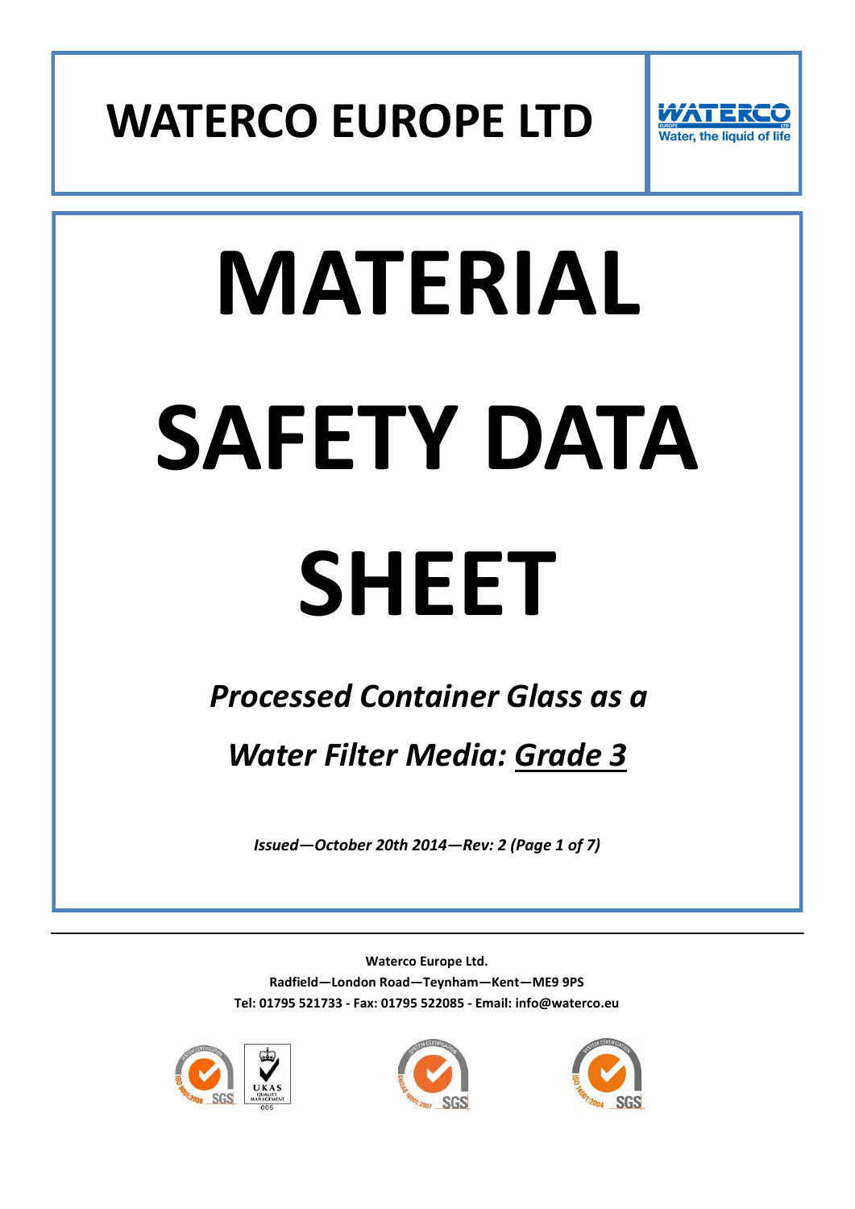# WATERCO EUROPE LTD

Water, the liquid of life

# MATERIAL SAFETY DATA SHEET

## *Processed Container Glass as a Water Filter Media: Grade 3*

*Issued—October 20th 2014—Rev: 2 (Page 1 of 7)*

---

**Waterco Europe Ltd.**

**Radfield—London Road—Teynham—Kent—ME9 9PS**

**Tel: 01795 521733 - Fax: 01795 522085 - Email: info@waterco.eu**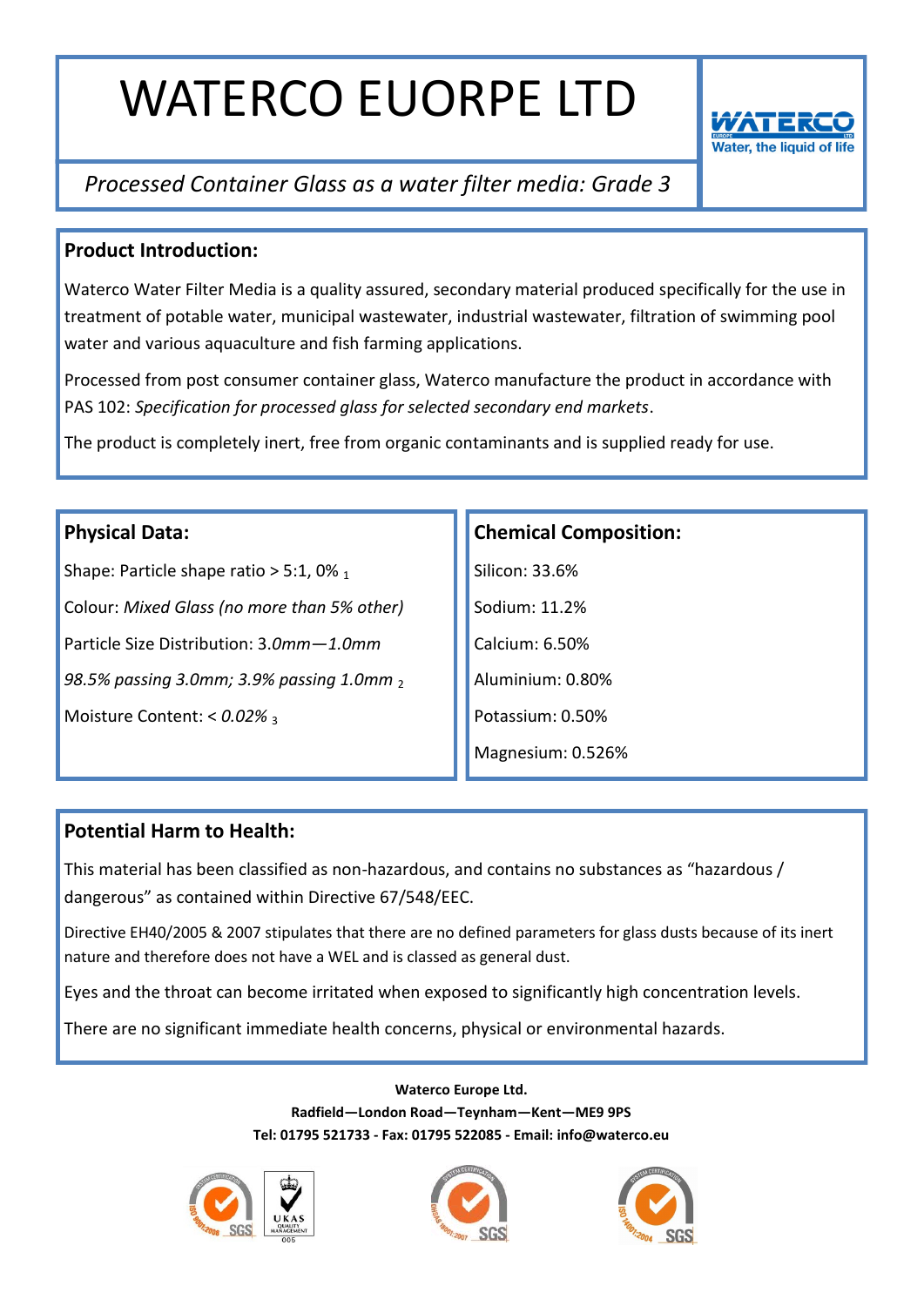# WATERCO EUORPE LTD

*Processed Container Glass as a water filter media: Grade 3*

## Product Introduction:

Waterco Water Filter Media is a quality assured, secondary material produced specifically for the use in treatment of potable water, municipal wastewater, industrial wastewater, filtration of swimming pool water and various aquaculture and fish farming applications.

Processed from post consumer container glass, Waterco manufacture the product in accordance with PAS 102: *Specification for processed glass for selected secondary end markets*.

The product is completely inert, free from organic contaminants and is supplied ready for use.

## Physical Data:

Shape: Particle shape ratio > 5:1, 0% $_1$

Colour: *Mixed Glass (no more than 5% other)*

Particle Size Distribution: 3.*0mm—1.0mm*

*98.5% passing 3.0mm; 3.9% passing 1.0mm* $_2$

Moisture Content: < *0.02%* $_3$

## Chemical Composition:

Silicon: 33.6%

Sodium: 11.2%

Calcium: 6.50%

Aluminium: 0.80%

Potassium: 0.50%

Magnesium: 0.526%

## Potential Harm to Health:

This material has been classified as non-hazardous, and contains no substances as "hazardous / dangerous" as contained within Directive 67/548/EEC.

Directive EH40/2005 & 2007 stipulates that there are no defined parameters for glass dusts because of its inert nature and therefore does not have a WEL and is classed as general dust.

Eyes and the throat can become irritated when exposed to significantly high concentration levels.

There are no significant immediate health concerns, physical or environmental hazards.

**Waterco Europe Ltd.**

**Radfield—London Road—Teynham—Kent—ME9 9PS**

**Tel: 01795 521733 - Fax: 01795 522085 - Email: info@waterco.eu**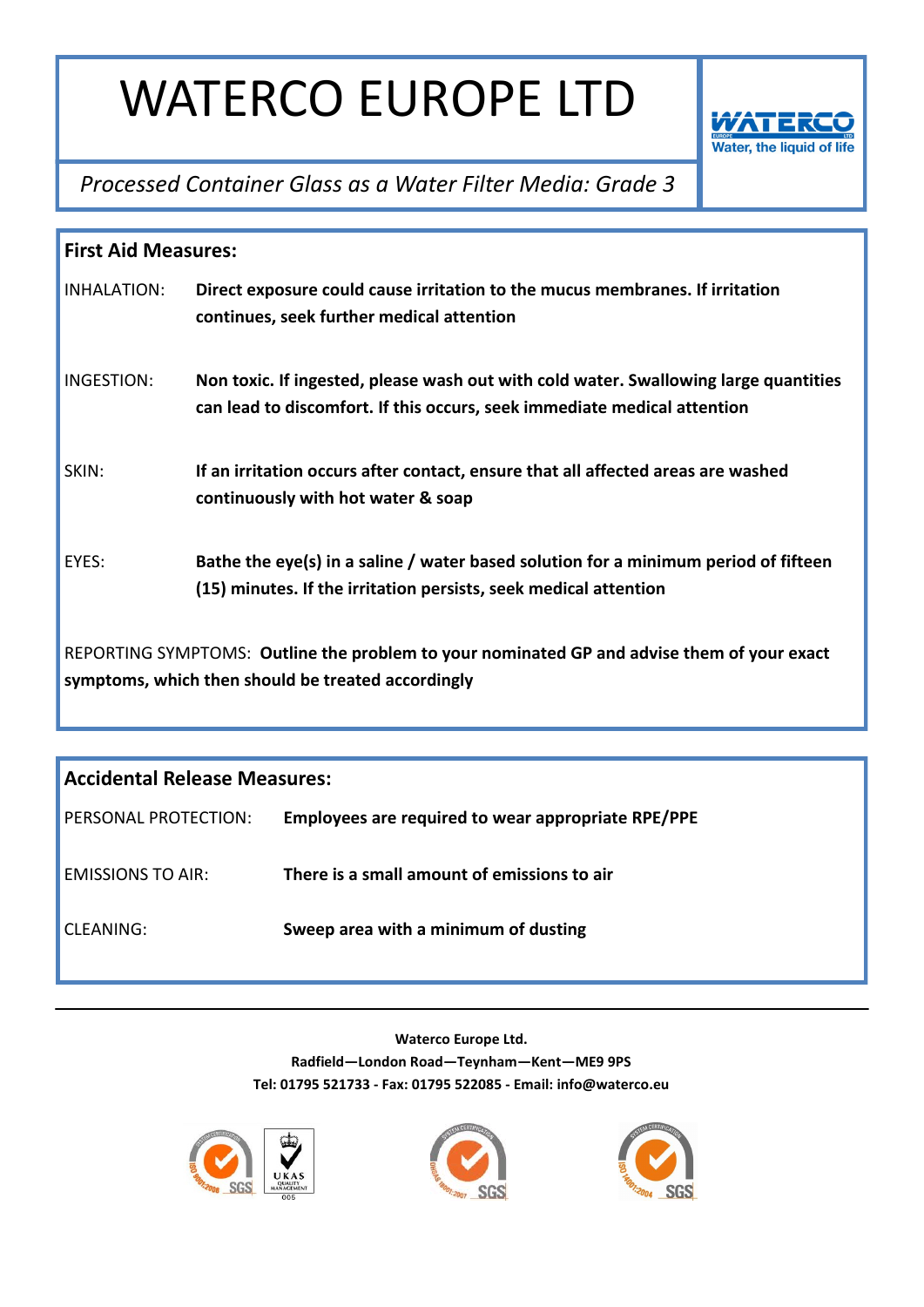## First Aid Measures:

INHALATION: **Direct exposure could cause irritation to the mucus membranes. If irritation continues, seek further medical attention**

INGESTION: **Non toxic. If ingested, please wash out with cold water. Swallowing large quantities can lead to discomfort. If this occurs, seek immediate medical attention**

SKIN: **If an irritation occurs after contact, ensure that all affected areas are washed continuously with hot water & soap**

EYES: **Bathe the eye(s) in a saline / water based solution for a minimum period of fifteen (15) minutes. If the irritation persists, seek medical attention**

REPORTING SYMPTOMS: **Outline the problem to your nominated GP and advise them of your exact symptoms, which then should be treated accordingly**

## Accidental Release Measures:

PERSONAL PROTECTION: **Employees are required to wear appropriate RPE/PPE**

EMISSIONS TO AIR: **There is a small amount of emissions to air**

CLEANING: **Sweep area with a minimum of dusting**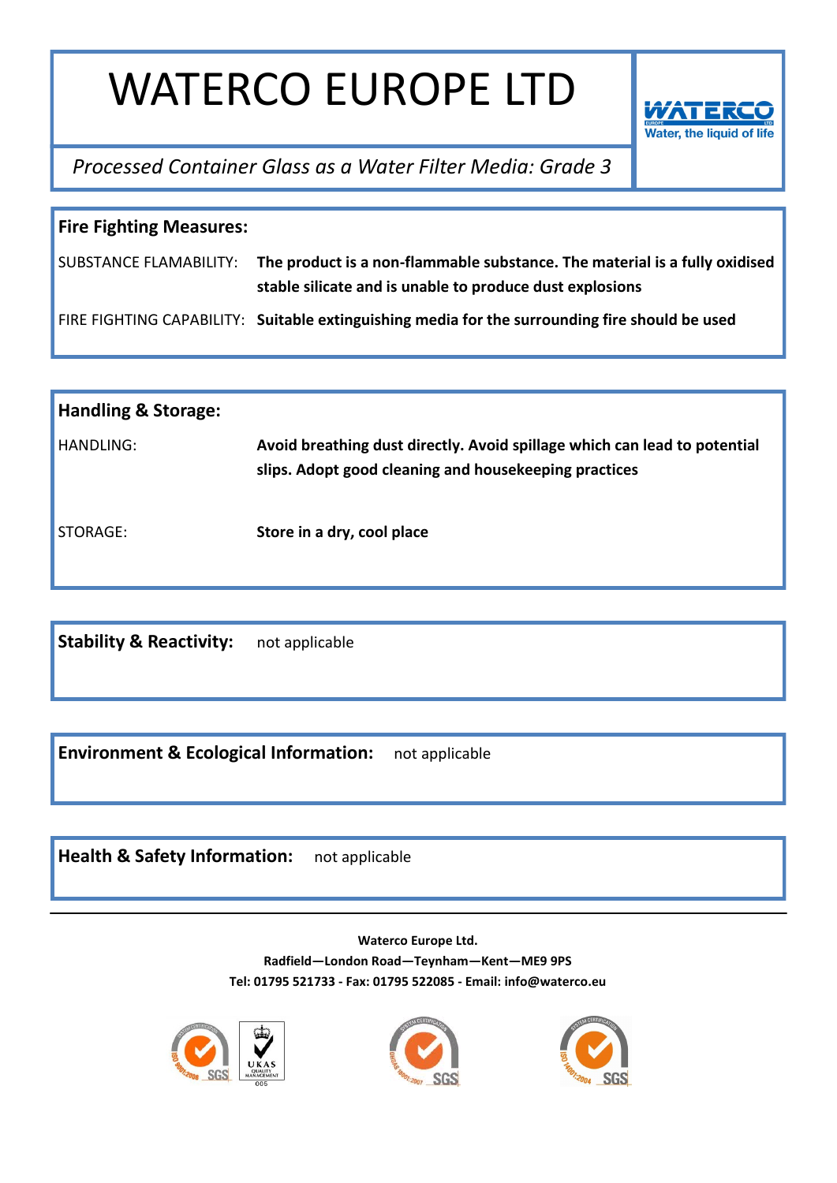# WATERCO EUROPE LTD

*Processed Container Glass as a Water Filter Media: Grade 3*

## Fire Fighting Measures:

| | |
|---|---|
| SUBSTANCE FLAMABILITY: | **The product is a non-flammable substance. The material is a fully oxidised stable silicate and is unable to produce dust explosions** |
| FIRE FIGHTING CAPABILITY: | **Suitable extinguishing media for the surrounding fire should be used** |

## Handling & Storage:

| | |
|---|---|
| HANDLING: | **Avoid breathing dust directly. Avoid spillage which can lead to potential slips. Adopt good cleaning and housekeeping practices** |
| STORAGE: | **Store in a dry, cool place** |

## Stability & Reactivity:

not applicable

## Environment & Ecological Information:

not applicable

## Health & Safety Information:

not applicable

---

**Waterco Europe Ltd.**

**Radfield—London Road—Teynham—Kent—ME9 9PS**

**Tel: 01795 521733 - Fax: 01795 522085 - Email: info@waterco.eu**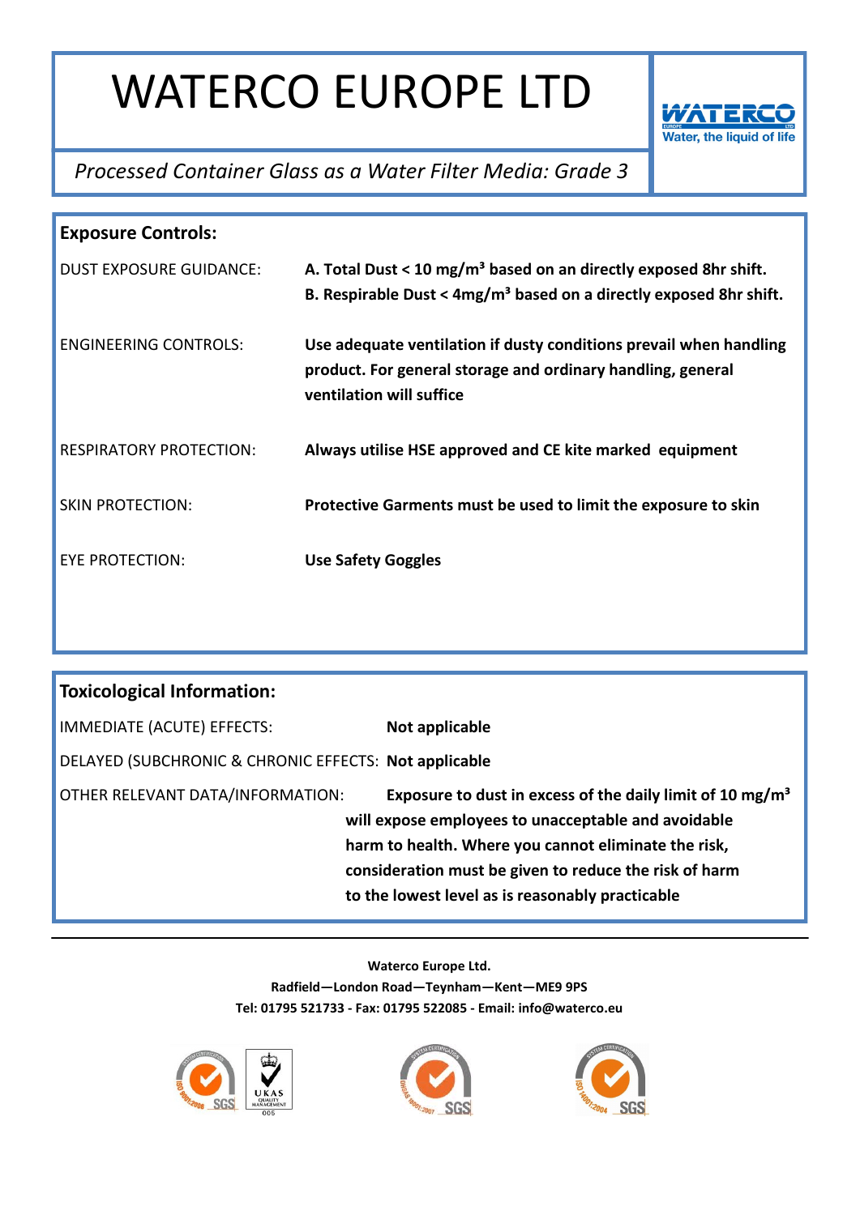# WATERCO EUROPE LTD

*Processed Container Glass as a Water Filter Media: Grade 3*

## Exposure Controls:

| | |
|---|---|
| DUST EXPOSURE GUIDANCE: | **A. Total Dust < 10 mg/m³ based on an directly exposed 8hr shift.**<br>**B. Respirable Dust < 4mg/m³ based on a directly exposed 8hr shift.** |
| ENGINEERING CONTROLS: | **Use adequate ventilation if dusty conditions prevail when handling product. For general storage and ordinary handling, general ventilation will suffice** |
| RESPIRATORY PROTECTION: | **Always utilise HSE approved and CE kite marked equipment** |
| SKIN PROTECTION: | **Protective Garments must be used to limit the exposure to skin** |
| EYE PROTECTION: | **Use Safety Goggles** |

## Toxicological Information:

| | |
|---|---|
| IMMEDIATE (ACUTE) EFFECTS: | **Not applicable** |
| DELAYED (SUBCHRONIC & CHRONIC EFFECTS: | **Not applicable** |
| OTHER RELEVANT DATA/INFORMATION: | **Exposure to dust in excess of the daily limit of 10 mg/m³ will expose employees to unacceptable and avoidable harm to health. Where you cannot eliminate the risk, consideration must be given to reduce the risk of harm to the lowest level as is reasonably practicable** |

**Waterco Europe Ltd.**
**Radfield—London Road—Teynham—Kent—ME9 9PS**
**Tel: 01795 521733 - Fax: 01795 522085 - Email: info@waterco.eu**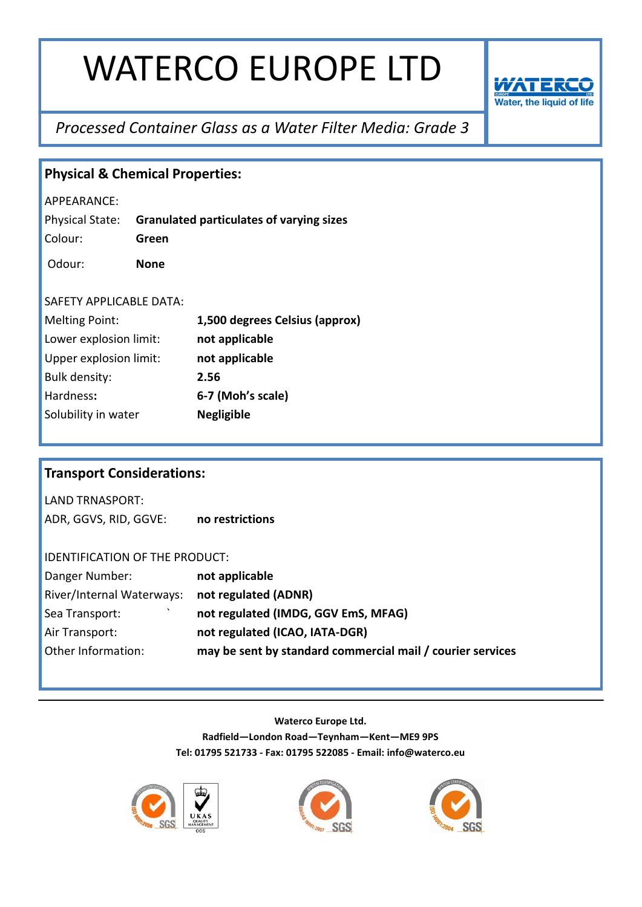# WATERCO EUROPE LTD

WATERCO
Water, the liquid of life

*Processed Container Glass as a Water Filter Media: Grade 3*

## Physical & Chemical Properties:

APPEARANCE:

| | |
|---|---|
| Physical State: | **Granulated particulates of varying sizes** |
| Colour: | **Green** |
| Odour: | **None** |

SAFETY APPLICABLE DATA:

| | |
|---|---|
| Melting Point: | **1,500 degrees Celsius (approx)** |
| Lower explosion limit: | **not applicable** |
| Upper explosion limit: | **not applicable** |
| Bulk density: | **2.56** |
| Hardness**:** | **6-7 (Moh's scale)** |
| Solubility in water | **Negligible** |

## Transport Considerations:

LAND TRNASPORT:

| | |
|---|---|
| ADR, GGVS, RID, GGVE: | **no restrictions** |

IDENTIFICATION OF THE PRODUCT:

| | |
|---|---|
| Danger Number: | **not applicable** |
| River/Internal Waterways: | **not regulated (ADNR)** |
| Sea Transport: ` | **not regulated (IMDG, GGV EmS, MFAG)** |
| Air Transport: | **not regulated (ICAO, IATA-DGR)** |
| Other Information: | **may be sent by standard commercial mail / courier services** |

---

**Waterco Europe Ltd.**

**Radfield—London Road—Teynham—Kent—ME9 9PS**

**Tel: 01795 521733 - Fax: 01795 522085 - Email: info@waterco.eu**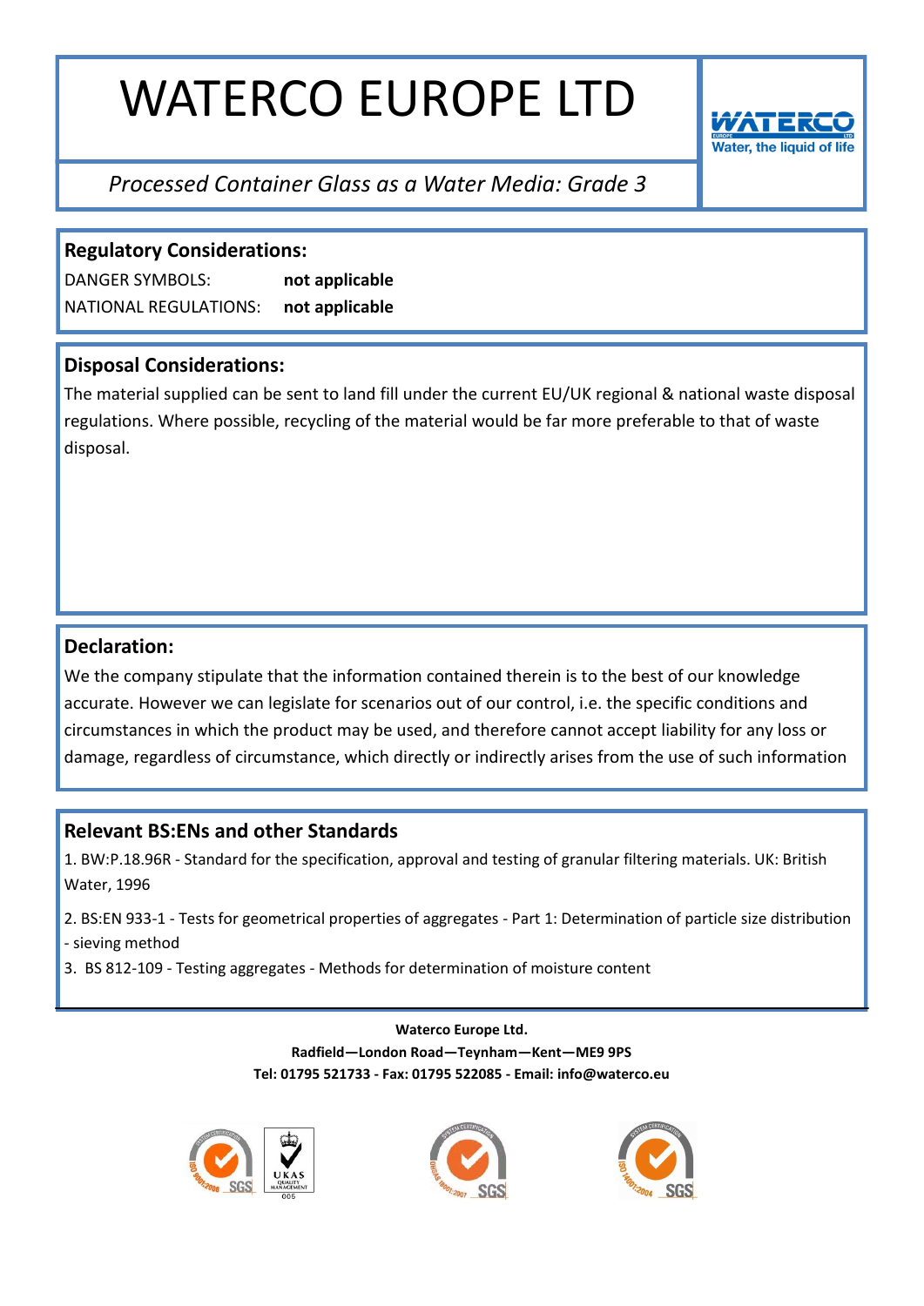# WATERCO EUROPE LTD

*Processed Container Glass as a Water Media: Grade 3*

## Regulatory Considerations:

| | |
|---|---|
| DANGER SYMBOLS: | **not applicable** |
| NATIONAL REGULATIONS: | **not applicable** |

## Disposal Considerations:

The material supplied can be sent to land fill under the current EU/UK regional & national waste disposal regulations. Where possible, recycling of the material would be far more preferable to that of waste disposal.

## Declaration:

We the company stipulate that the information contained therein is to the best of our knowledge accurate. However we can legislate for scenarios out of our control, i.e. the specific conditions and circumstances in which the product may be used, and therefore cannot accept liability for any loss or damage, regardless of circumstance, which directly or indirectly arises from the use of such information

## Relevant BS:ENs and other Standards

1. BW:P.18.96R - Standard for the specification, approval and testing of granular filtering materials. UK: British Water, 1996
2. BS:EN 933-1 - Tests for geometrical properties of aggregates - Part 1: Determination of particle size distribution - sieving method
3. BS 812-109 - Testing aggregates - Methods for determination of moisture content

**Waterco Europe Ltd.**
**Radfield—London Road—Teynham—Kent—ME9 9PS**
**Tel: 01795 521733 - Fax: 01795 522085 - Email: info@waterco.eu**